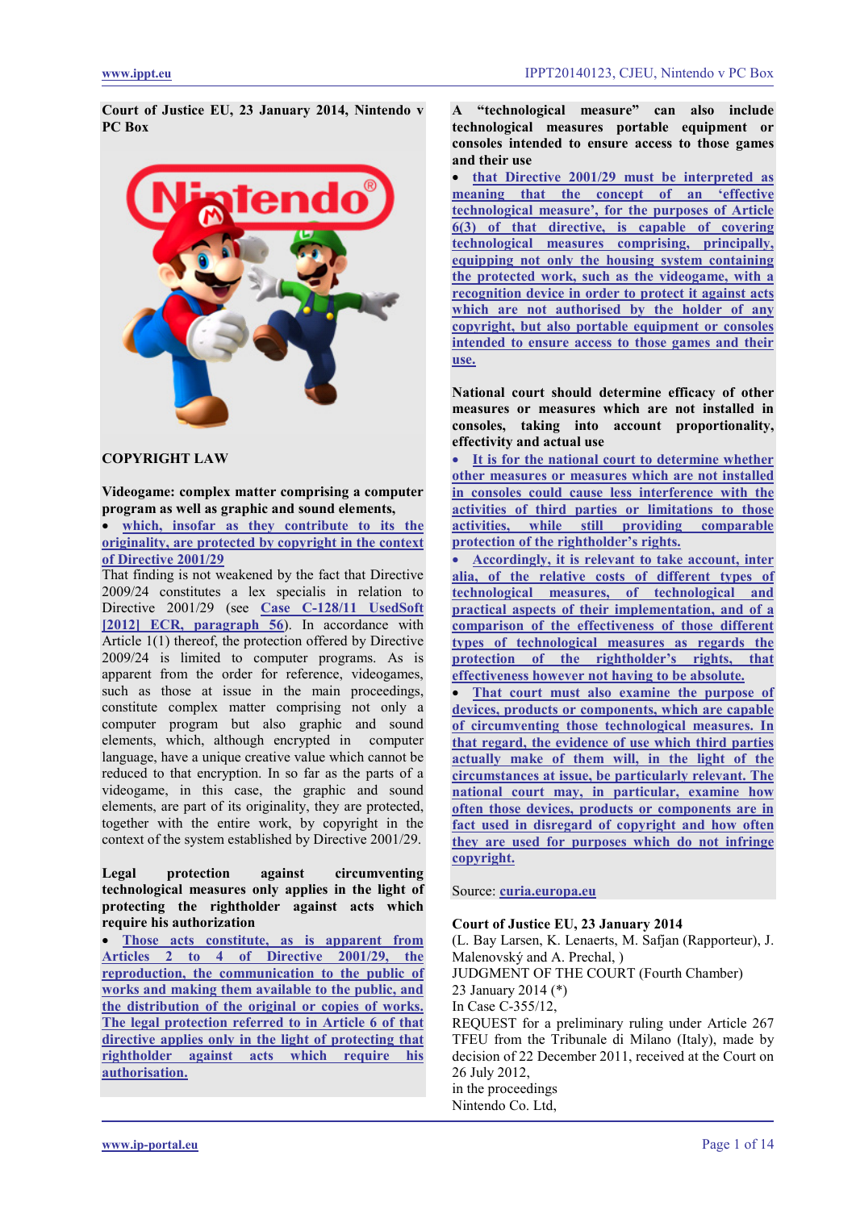**Court of Justice EU, 23 January 2014, Nintendo v PC Box**

**COPYRIGHT LAW**

**Videogame: complex matter comprising a computer program as well as graphic and sound elements,**

- which, insofar as they contribute to its originality, are protected by copyright in the context of Directive 2001/29

That finding is not weakened by the fact that Directive 2009/24 constitutes a lex specialis in relation to Directive 2001/29 (see Case C-128/11 UsedSoft [2012] ECR, paragraph 56). In accordance with Article 1(1) thereof, the protection offered by Directive 2009/24 is limited to computer programs. As is apparent from the order for reference, videogames, such as those at issue in the main proceedings, constitute complex matter comprising not only a computer program but also graphic and sound elements, which, although encrypted in computer language, have a unique creative value which cannot be reduced to that encryption. In so far as the parts of a videogame, in this case, the graphic and sound elements, are part of its originality, they are protected, together with the entire work, by copyright in the context of the system established by Directive 2001/29.

**Legal protection against circumventing technological measures only applies in the light of protecting the rightholder against acts which require his authorization**

- Those acts constitute, as is apparent from Articles 2 to 4 of Directive 2001/29, the reproduction, the communication to the public of works and making them available to the public, and the distribution of the original or copies of works. The legal protection referred to in Article 6 of that directive applies only in the light of protecting that rightholder against acts which require his authorisation.

**A "technological measure" can also include technological measures portable equipment or consoles intended to ensure access to those games and their use**

- that Directive 2001/29 must be interpreted as meaning that the concept of an 'effective technological measure', for the purposes of Article 6(3) of that directive, is capable of covering technological measures comprising, principally, equipping not only the housing system containing the protected work, such as the videogame, with a recognition device in order to protect it against acts which are not authorised by the holder of any copyright, but also portable equipment or consoles intended to ensure access to those games and their use.

**National court should determine efficacy of other measures or measures which are not installed in consoles, taking into account proportionality, effectivity and actual use**

- It is for the national court to determine whether other measures or measures which are not installed in consoles could cause less interference with the activities of third parties or limitations to those activities, while still providing comparable protection of the rightholder's rights.
- Accordingly, it is relevant to take account, inter alia, of the relative costs of different types of technological measures, of technological and practical aspects of their implementation, and of a comparison of the effectiveness of those different types of technological measures as regards the protection of the rightholder's rights, that effectiveness however not having to be absolute.
- That court must also examine the purpose of devices, products or components, which are capable of circumventing those technological measures. In that regard, the evidence of use which third parties actually make of them will, in the light of the circumstances at issue, be particularly relevant. The national court may, in particular, examine how often those devices, products or components are in fact used in disregard of copyright and how often they are used for purposes which do not infringe copyright.

Source: curia.europa.eu

**Court of Justice EU, 23 January 2014**

(L. Bay Larsen, K. Lenaerts, M. Safjan (Rapporteur), J. Malenovský and A. Prechal, )

JUDGMENT OF THE COURT (Fourth Chamber)

23 January 2014 (*)

In Case C-355/12,

REQUEST for a preliminary ruling under Article 267 TFEU from the Tribunale di Milano (Italy), made by decision of 22 December 2011, received at the Court on 26 July 2012,

in the proceedings

Nintendo Co. Ltd,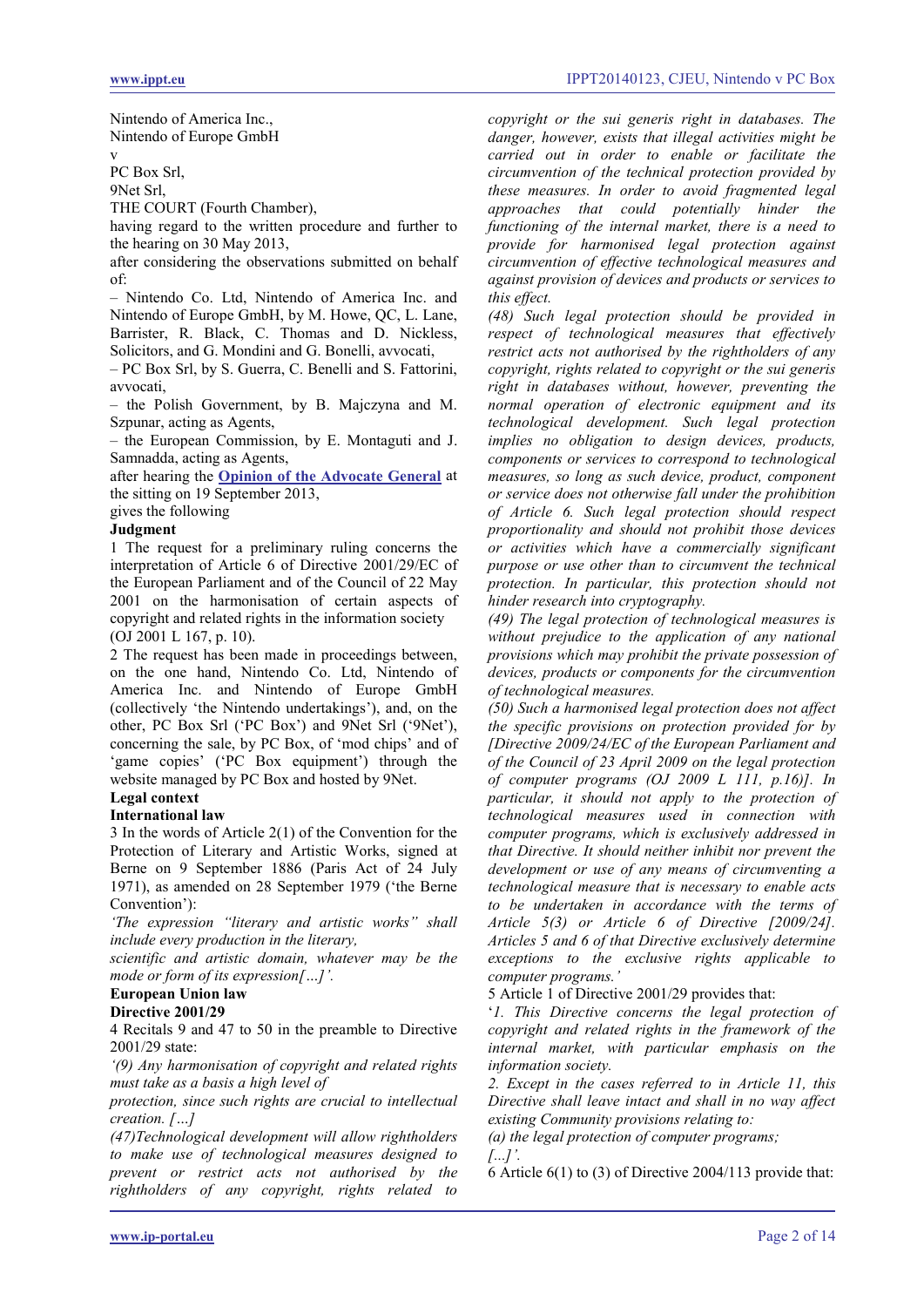Nintendo of America Inc.,
Nintendo of Europe GmbH

v

PC Box Srl,
9Net Srl,

THE COURT (Fourth Chamber),

having regard to the written procedure and further to the hearing on 30 May 2013,

after considering the observations submitted on behalf of:

– Nintendo Co. Ltd, Nintendo of America Inc. and Nintendo of Europe GmbH, by M. Howe, QC, L. Lane, Barrister, R. Black, C. Thomas and D. Nickless, Solicitors, and G. Mondini and G. Bonelli, avvocati,

– PC Box Srl, by S. Guerra, C. Benelli and S. Fattorini, avvocati,

– the Polish Government, by B. Majczyna and M. Szpunar, acting as Agents,

– the European Commission, by E. Montaguti and J. Samnadda, acting as Agents,

after hearing the **Opinion of the Advocate General** at the sitting on 19 September 2013,

gives the following

**Judgment**

1 The request for a preliminary ruling concerns the interpretation of Article 6 of Directive 2001/29/EC of the European Parliament and of the Council of 22 May 2001 on the harmonisation of certain aspects of copyright and related rights in the information society (OJ 2001 L 167, p. 10).

2 The request has been made in proceedings between, on the one hand, Nintendo Co. Ltd, Nintendo of America Inc. and Nintendo of Europe GmbH (collectively 'the Nintendo undertakings'), and, on the other, PC Box Srl ('PC Box') and 9Net Srl ('9Net'), concerning the sale, by PC Box, of 'mod chips' and of 'game copies' ('PC Box equipment') through the website managed by PC Box and hosted by 9Net.

**Legal context**

**International law**

3 In the words of Article 2(1) of the Convention for the Protection of Literary and Artistic Works, signed at Berne on 9 September 1886 (Paris Act of 24 July 1971), as amended on 28 September 1979 ('the Berne Convention'):

*'The expression "literary and artistic works" shall include every production in the literary, scientific and artistic domain, whatever may be the mode or form of its expression[…]'.*

**European Union law**

**Directive 2001/29**

4 Recitals 9 and 47 to 50 in the preamble to Directive 2001/29 state:

*'(9) Any harmonisation of copyright and related rights must take as a basis a high level of protection, since such rights are crucial to intellectual creation. […]*

*(47)Technological development will allow rightholders to make use of technological measures designed to prevent or restrict acts not authorised by the rightholders of any copyright, rights related to copyright or the sui generis right in databases. The danger, however, exists that illegal activities might be carried out in order to enable or facilitate the circumvention of the technical protection provided by these measures. In order to avoid fragmented legal approaches that could potentially hinder the functioning of the internal market, there is a need to provide for harmonised legal protection against circumvention of effective technological measures and against provision of devices and products or services to this effect.*

*(48) Such legal protection should be provided in respect of technological measures that effectively restrict acts not authorised by the rightholders of any copyright, rights related to copyright or the sui generis right in databases without, however, preventing the normal operation of electronic equipment and its technological development. Such legal protection implies no obligation to design devices, products, components or services to correspond to technological measures, so long as such device, product, component or service does not otherwise fall under the prohibition of Article 6. Such legal protection should respect proportionality and should not prohibit those devices or activities which have a commercially significant purpose or use other than to circumvent the technical protection. In particular, this protection should not hinder research into cryptography.*

*(49) The legal protection of technological measures is without prejudice to the application of any national provisions which may prohibit the private possession of devices, products or components for the circumvention of technological measures.*

*(50) Such a harmonised legal protection does not affect the specific provisions on protection provided for by [Directive 2009/24/EC of the European Parliament and of the Council of 23 April 2009 on the legal protection of computer programs (OJ 2009 L 111, p.16)]. In particular, it should not apply to the protection of technological measures used in connection with computer programs, which is exclusively addressed in that Directive. It should neither inhibit nor prevent the development or use of any means of circumventing a technological measure that is necessary to enable acts to be undertaken in accordance with the terms of Article 5(3) or Article 6 of Directive [2009/24]. Articles 5 and 6 of that Directive exclusively determine exceptions to the exclusive rights applicable to computer programs.'*

5 Article 1 of Directive 2001/29 provides that:

'*1. This Directive concerns the legal protection of copyright and related rights in the framework of the internal market, with particular emphasis on the information society.*

*2. Except in the cases referred to in Article 11, this Directive shall leave intact and shall in no way affect existing Community provisions relating to:*

*(a) the legal protection of computer programs;*

*[...]'.*

6 Article 6(1) to (3) of Directive 2004/113 provide that: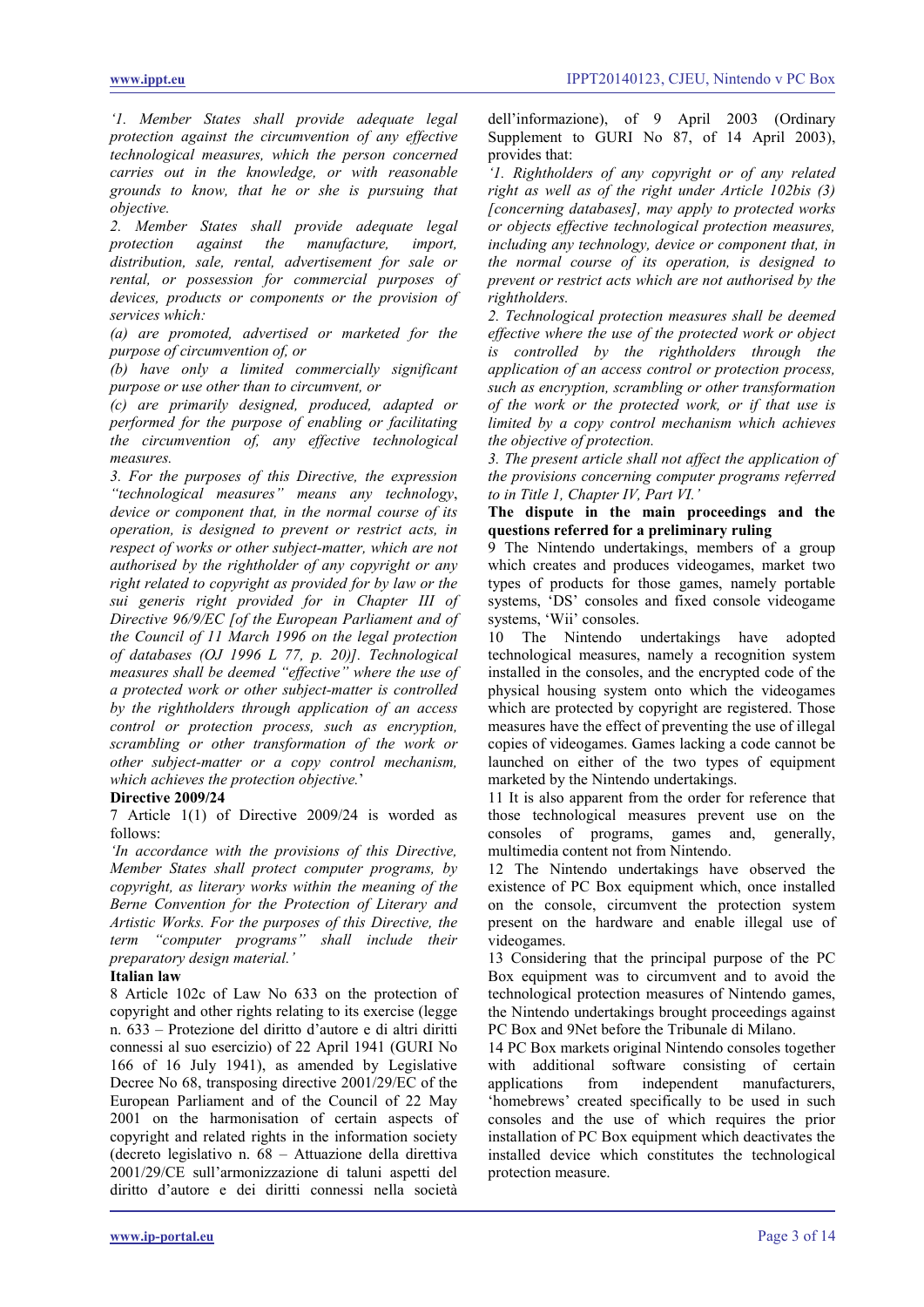*'1. Member States shall provide adequate legal protection against the circumvention of any effective technological measures, which the person concerned carries out in the knowledge, or with reasonable grounds to know, that he or she is pursuing that objective.*

*2. Member States shall provide adequate legal protection against the manufacture, import, distribution, sale, rental, advertisement for sale or rental, or possession for commercial purposes of devices, products or components or the provision of services which:*

*(a) are promoted, advertised or marketed for the purpose of circumvention of, or*

*(b) have only a limited commercially significant purpose or use other than to circumvent, or*

*(c) are primarily designed, produced, adapted or performed for the purpose of enabling or facilitating the circumvention of, any effective technological measures.*

*3. For the purposes of this Directive, the expression "technological measures" means any technology, device or component that, in the normal course of its operation, is designed to prevent or restrict acts, in respect of works or other subject-matter, which are not authorised by the rightholder of any copyright or any right related to copyright as provided for by law or the sui generis right provided for in Chapter III of Directive 96/9/EC [of the European Parliament and of the Council of 11 March 1996 on the legal protection of databases (OJ 1996 L 77, p. 20)]. Technological measures shall be deemed "effective" where the use of a protected work or other subject-matter is controlled by the rightholders through application of an access control or protection process, such as encryption, scrambling or other transformation of the work or other subject-matter or a copy control mechanism, which achieves the protection objective.*'

**Directive 2009/24**

7 Article 1(1) of Directive 2009/24 is worded as follows:

*'In accordance with the provisions of this Directive, Member States shall protect computer programs, by copyright, as literary works within the meaning of the Berne Convention for the Protection of Literary and Artistic Works. For the purposes of this Directive, the term "computer programs" shall include their preparatory design material.'*

**Italian law**

8 Article 102c of Law No 633 on the protection of copyright and other rights relating to its exercise (legge n. 633 – Protezione del diritto d'autore e di altri diritti connessi al suo esercizio) of 22 April 1941 (GURI No 166 of 16 July 1941), as amended by Legislative Decree No 68, transposing directive 2001/29/EC of the European Parliament and of the Council of 22 May 2001 on the harmonisation of certain aspects of copyright and related rights in the information society (decreto legislativo n. 68 – Attuazione della direttiva 2001/29/CE sull'armonizzazione di taluni aspetti del diritto d'autore e dei diritti connessi nella società dell'informazione), of 9 April 2003 (Ordinary Supplement to GURI No 87, of 14 April 2003), provides that:

*'1. Rightholders of any copyright or of any related right as well as of the right under Article 102bis (3) [concerning databases], may apply to protected works or objects effective technological protection measures, including any technology, device or component that, in the normal course of its operation, is designed to prevent or restrict acts which are not authorised by the rightholders.*

*2. Technological protection measures shall be deemed effective where the use of the protected work or object is controlled by the rightholders through the application of an access control or protection process, such as encryption, scrambling or other transformation of the work or the protected work, or if that use is limited by a copy control mechanism which achieves the objective of protection.*

*3. The present article shall not affect the application of the provisions concerning computer programs referred to in Title 1, Chapter IV, Part VI.'*

**The dispute in the main proceedings and the questions referred for a preliminary ruling**

9 The Nintendo undertakings, members of a group which creates and produces videogames, market two types of products for those games, namely portable systems, 'DS' consoles and fixed console videogame systems, 'Wii' consoles.

10 The Nintendo undertakings have adopted technological measures, namely a recognition system installed in the consoles, and the encrypted code of the physical housing system onto which the videogames which are protected by copyright are registered. Those measures have the effect of preventing the use of illegal copies of videogames. Games lacking a code cannot be launched on either of the two types of equipment marketed by the Nintendo undertakings.

11 It is also apparent from the order for reference that those technological measures prevent use on the consoles of programs, games and, generally, multimedia content not from Nintendo.

12 The Nintendo undertakings have observed the existence of PC Box equipment which, once installed on the console, circumvent the protection system present on the hardware and enable illegal use of videogames.

13 Considering that the principal purpose of the PC Box equipment was to circumvent and to avoid the technological protection measures of Nintendo games, the Nintendo undertakings brought proceedings against PC Box and 9Net before the Tribunale di Milano.

14 PC Box markets original Nintendo consoles together with additional software consisting of certain applications from independent manufacturers, 'homebrews' created specifically to be used in such consoles and the use of which requires the prior installation of PC Box equipment which deactivates the installed device which constitutes the technological protection measure.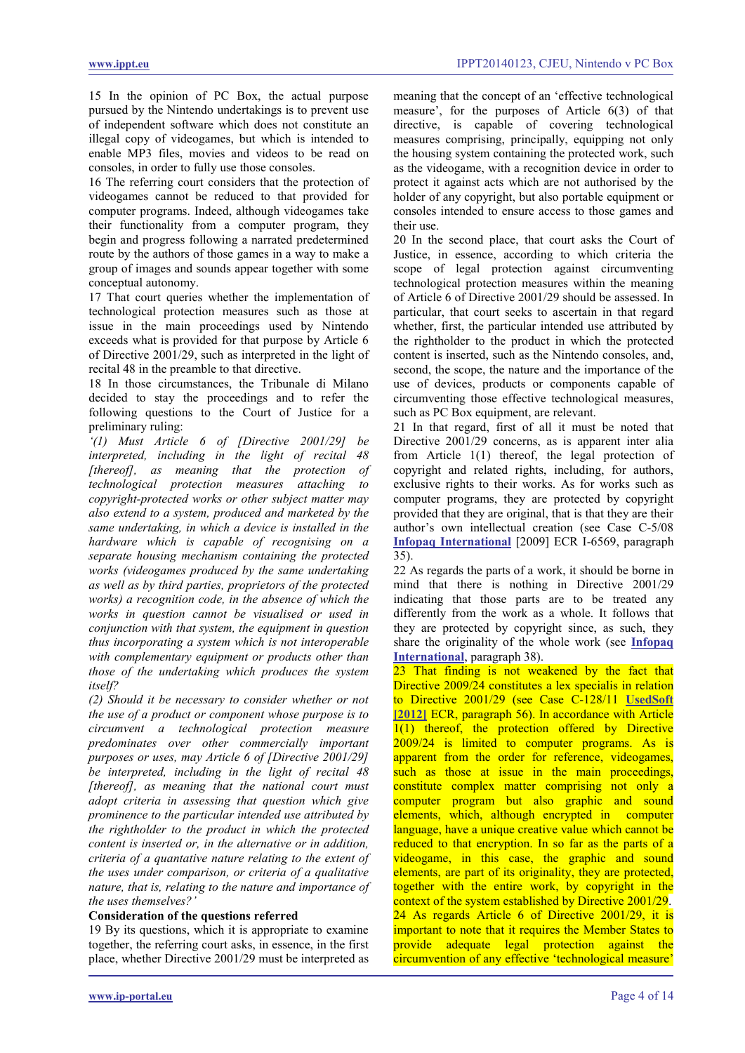15 In the opinion of PC Box, the actual purpose pursued by the Nintendo undertakings is to prevent use of independent software which does not constitute an illegal copy of videogames, but which is intended to enable MP3 files, movies and videos to be read on consoles, in order to fully use those consoles.

16 The referring court considers that the protection of videogames cannot be reduced to that provided for computer programs. Indeed, although videogames take their functionality from a computer program, they begin and progress following a narrated predetermined route by the authors of those games in a way to make a group of images and sounds appear together with some conceptual autonomy.

17 That court queries whether the implementation of technological protection measures such as those at issue in the main proceedings used by Nintendo exceeds what is provided for that purpose by Article 6 of Directive 2001/29, such as interpreted in the light of recital 48 in the preamble to that directive.

18 In those circumstances, the Tribunale di Milano decided to stay the proceedings and to refer the following questions to the Court of Justice for a preliminary ruling:

*'(1) Must Article 6 of [Directive 2001/29] be interpreted, including in the light of recital 48 [thereof], as meaning that the protection of technological protection measures attaching to copyright-protected works or other subject matter may also extend to a system, produced and marketed by the same undertaking, in which a device is installed in the hardware which is capable of recognising on a separate housing mechanism containing the protected works (videogames produced by the same undertaking as well as by third parties, proprietors of the protected works) a recognition code, in the absence of which the works in question cannot be visualised or used in conjunction with that system, the equipment in question thus incorporating a system which is not interoperable with complementary equipment or products other than those of the undertaking which produces the system itself?*

*(2) Should it be necessary to consider whether or not the use of a product or component whose purpose is to circumvent a technological protection measure predominates over other commercially important purposes or uses, may Article 6 of [Directive 2001/29] be interpreted, including in the light of recital 48 [thereof], as meaning that the national court must adopt criteria in assessing that question which give prominence to the particular intended use attributed by the rightholder to the product in which the protected content is inserted or, in the alternative or in addition, criteria of a quantative nature relating to the extent of the uses under comparison, or criteria of a qualitative nature, that is, relating to the nature and importance of the uses themselves?'*

**Consideration of the questions referred**

19 By its questions, which it is appropriate to examine together, the referring court asks, in essence, in the first place, whether Directive 2001/29 must be interpreted as meaning that the concept of an 'effective technological measure', for the purposes of Article 6(3) of that directive, is capable of covering technological measures comprising, principally, equipping not only the housing system containing the protected work, such as the videogame, with a recognition device in order to protect it against acts which are not authorised by the holder of any copyright, but also portable equipment or consoles intended to ensure access to those games and their use.

20 In the second place, that court asks the Court of Justice, in essence, according to which criteria the scope of legal protection against circumventing technological protection measures within the meaning of Article 6 of Directive 2001/29 should be assessed. In particular, that court seeks to ascertain in that regard whether, first, the particular intended use attributed by the rightholder to the product in which the protected content is inserted, such as the Nintendo consoles, and, second, the scope, the nature and the importance of the use of devices, products or components capable of circumventing those effective technological measures, such as PC Box equipment, are relevant.

21 In that regard, first of all it must be noted that Directive 2001/29 concerns, as is apparent inter alia from Article 1(1) thereof, the legal protection of copyright and related rights, including, for authors, exclusive rights to their works. As for works such as computer programs, they are protected by copyright provided that they are original, that is that they are their author's own intellectual creation (see Case C-5/08 **Infopaq International** [2009] ECR I-6569, paragraph 35).

22 As regards the parts of a work, it should be borne in mind that there is nothing in Directive 2001/29 indicating that those parts are to be treated any differently from the work as a whole. It follows that they are protected by copyright since, as such, they share the originality of the whole work (see **Infopaq International**, paragraph 38).

23 That finding is not weakened by the fact that Directive 2009/24 constitutes a lex specialis in relation to Directive 2001/29 (see Case C-128/11 **UsedSoft [2012]** ECR, paragraph 56). In accordance with Article 1(1) thereof, the protection offered by Directive 2009/24 is limited to computer programs. As is apparent from the order for reference, videogames, such as those at issue in the main proceedings, constitute complex matter comprising not only a computer program but also graphic and sound elements, which, although encrypted in computer language, have a unique creative value which cannot be reduced to that encryption. In so far as the parts of a videogame, in this case, the graphic and sound elements, are part of its originality, they are protected, together with the entire work, by copyright in the context of the system established by Directive 2001/29.

24 As regards Article 6 of Directive 2001/29, it is important to note that it requires the Member States to provide adequate legal protection against the circumvention of any effective 'technological measure'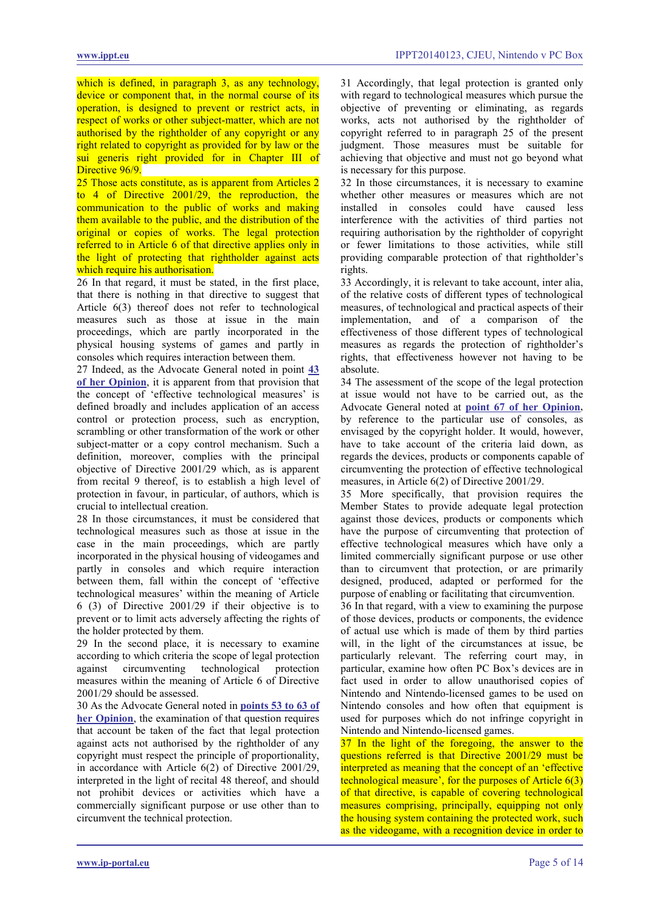which is defined, in paragraph 3, as any technology, device or component that, in the normal course of its operation, is designed to prevent or restrict acts, in respect of works or other subject-matter, which are not authorised by the rightholder of any copyright or any right related to copyright as provided for by law or the sui generis right provided for in Chapter III of Directive 96/9.

25 Those acts constitute, as is apparent from Articles 2 to 4 of Directive 2001/29, the reproduction, the communication to the public of works and making them available to the public, and the distribution of the original or copies of works. The legal protection referred to in Article 6 of that directive applies only in the light of protecting that rightholder against acts which require his authorisation.

26 In that regard, it must be stated, in the first place, that there is nothing in that directive to suggest that Article 6(3) thereof does not refer to technological measures such as those at issue in the main proceedings, which are partly incorporated in the physical housing systems of games and partly in consoles which requires interaction between them.

27 Indeed, as the Advocate General noted in point **43 of her Opinion**, it is apparent from that provision that the concept of 'effective technological measures' is defined broadly and includes application of an access control or protection process, such as encryption, scrambling or other transformation of the work or other subject-matter or a copy control mechanism. Such a definition, moreover, complies with the principal objective of Directive 2001/29 which, as is apparent from recital 9 thereof, is to establish a high level of protection in favour, in particular, of authors, which is crucial to intellectual creation.

28 In those circumstances, it must be considered that technological measures such as those at issue in the case in the main proceedings, which are partly incorporated in the physical housing of videogames and partly in consoles and which require interaction between them, fall within the concept of 'effective technological measures' within the meaning of Article 6 (3) of Directive 2001/29 if their objective is to prevent or to limit acts adversely affecting the rights of the holder protected by them.

29 In the second place, it is necessary to examine according to which criteria the scope of legal protection against circumventing technological protection measures within the meaning of Article 6 of Directive 2001/29 should be assessed.

30 As the Advocate General noted in **points 53 to 63 of her Opinion**, the examination of that question requires that account be taken of the fact that legal protection against acts not authorised by the rightholder of any copyright must respect the principle of proportionality, in accordance with Article 6(2) of Directive 2001/29, interpreted in the light of recital 48 thereof, and should not prohibit devices or activities which have a commercially significant purpose or use other than to circumvent the technical protection.

31 Accordingly, that legal protection is granted only with regard to technological measures which pursue the objective of preventing or eliminating, as regards works, acts not authorised by the rightholder of copyright referred to in paragraph 25 of the present judgment. Those measures must be suitable for achieving that objective and must not go beyond what is necessary for this purpose.

32 In those circumstances, it is necessary to examine whether other measures or measures which are not installed in consoles could have caused less interference with the activities of third parties not requiring authorisation by the rightholder of copyright or fewer limitations to those activities, while still providing comparable protection of that rightholder's rights.

33 Accordingly, it is relevant to take account, inter alia, of the relative costs of different types of technological measures, of technological and practical aspects of their implementation, and of a comparison of the effectiveness of those different types of technological measures as regards the protection of rightholder's rights, that effectiveness however not having to be absolute.

34 The assessment of the scope of the legal protection at issue would not have to be carried out, as the Advocate General noted at **point 67 of her Opinion**, by reference to the particular use of consoles, as envisaged by the copyright holder. It would, however, have to take account of the criteria laid down, as regards the devices, products or components capable of circumventing the protection of effective technological measures, in Article 6(2) of Directive 2001/29.

35 More specifically, that provision requires the Member States to provide adequate legal protection against those devices, products or components which have the purpose of circumventing that protection of effective technological measures which have only a limited commercially significant purpose or use other than to circumvent that protection, or are primarily designed, produced, adapted or performed for the purpose of enabling or facilitating that circumvention.

36 In that regard, with a view to examining the purpose of those devices, products or components, the evidence of actual use which is made of them by third parties will, in the light of the circumstances at issue, be particularly relevant. The referring court may, in particular, examine how often PC Box's devices are in fact used in order to allow unauthorised copies of Nintendo and Nintendo-licensed games to be used on Nintendo consoles and how often that equipment is used for purposes which do not infringe copyright in Nintendo and Nintendo-licensed games.

37 In the light of the foregoing, the answer to the questions referred is that Directive 2001/29 must be interpreted as meaning that the concept of an 'effective technological measure', for the purposes of Article 6(3) of that directive, is capable of covering technological measures comprising, principally, equipping not only the housing system containing the protected work, such as the videogame, with a recognition device in order to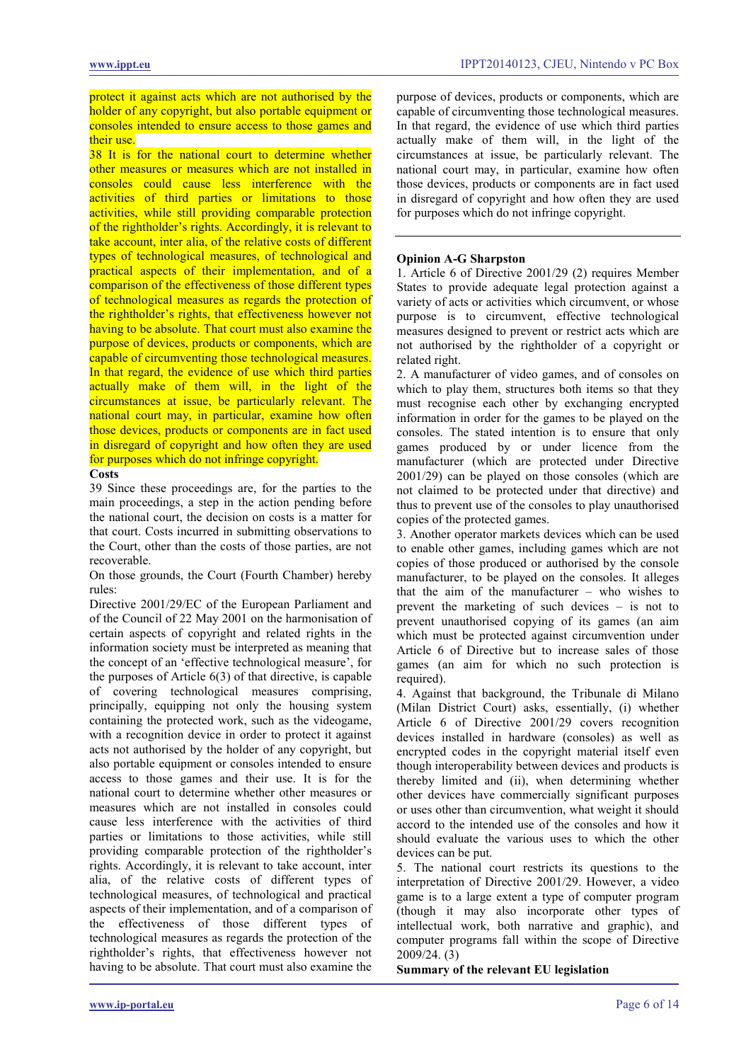protect it against acts which are not authorised by the holder of any copyright, but also portable equipment or consoles intended to ensure access to those games and their use.

38 It is for the national court to determine whether other measures or measures which are not installed in consoles could cause less interference with the activities of third parties or limitations to those activities, while still providing comparable protection of the rightholder's rights. Accordingly, it is relevant to take account, inter alia, of the relative costs of different types of technological measures, of technological and practical aspects of their implementation, and of a comparison of the effectiveness of those different types of technological measures as regards the protection of the rightholder's rights, that effectiveness however not having to be absolute. That court must also examine the purpose of devices, products or components, which are capable of circumventing those technological measures. In that regard, the evidence of use which third parties actually make of them will, in the light of the circumstances at issue, be particularly relevant. The national court may, in particular, examine how often those devices, products or components are in fact used in disregard of copyright and how often they are used for purposes which do not infringe copyright.

**Costs**

39 Since these proceedings are, for the parties to the main proceedings, a step in the action pending before the national court, the decision on costs is a matter for that court. Costs incurred in submitting observations to the Court, other than the costs of those parties, are not recoverable.

On those grounds, the Court (Fourth Chamber) hereby rules:

Directive 2001/29/EC of the European Parliament and of the Council of 22 May 2001 on the harmonisation of certain aspects of copyright and related rights in the information society must be interpreted as meaning that the concept of an 'effective technological measure', for the purposes of Article 6(3) of that directive, is capable of covering technological measures comprising, principally, equipping not only the housing system containing the protected work, such as the videogame, with a recognition device in order to protect it against acts not authorised by the holder of any copyright, but also portable equipment or consoles intended to ensure access to those games and their use. It is for the national court to determine whether other measures or measures which are not installed in consoles could cause less interference with the activities of third parties or limitations to those activities, while still providing comparable protection of the rightholder's rights. Accordingly, it is relevant to take account, inter alia, of the relative costs of different types of technological measures, of technological and practical aspects of their implementation, and of a comparison of the effectiveness of those different types of technological measures as regards the protection of the rightholder's rights, that effectiveness however not having to be absolute. That court must also examine the purpose of devices, products or components, which are capable of circumventing those technological measures. In that regard, the evidence of use which third parties actually make of them will, in the light of the circumstances at issue, be particularly relevant. The national court may, in particular, examine how often those devices, products or components are in fact used in disregard of copyright and how often they are used for purposes which do not infringe copyright.

---

**Opinion A-G Sharpston**

1. Article 6 of Directive 2001/29 (2) requires Member States to provide adequate legal protection against a variety of acts or activities which circumvent, or whose purpose is to circumvent, effective technological measures designed to prevent or restrict acts which are not authorised by the rightholder of a copyright or related right.

2. A manufacturer of video games, and of consoles on which to play them, structures both items so that they must recognise each other by exchanging encrypted information in order for the games to be played on the consoles. The stated intention is to ensure that only games produced by or under licence from the manufacturer (which are protected under Directive 2001/29) can be played on those consoles (which are not claimed to be protected under that directive) and thus to prevent use of the consoles to play unauthorised copies of the protected games.

3. Another operator markets devices which can be used to enable other games, including games which are not copies of those produced or authorised by the console manufacturer, to be played on the consoles. It alleges that the aim of the manufacturer – who wishes to prevent the marketing of such devices – is not to prevent unauthorised copying of its games (an aim which must be protected against circumvention under Article 6 of Directive but to increase sales of those games (an aim for which no such protection is required).

4. Against that background, the Tribunale di Milano (Milan District Court) asks, essentially, (i) whether Article 6 of Directive 2001/29 covers recognition devices installed in hardware (consoles) as well as encrypted codes in the copyright material itself even though interoperability between devices and products is thereby limited and (ii), when determining whether other devices have commercially significant purposes or uses other than circumvention, what weight it should accord to the intended use of the consoles and how it should evaluate the various uses to which the other devices can be put.

5. The national court restricts its questions to the interpretation of Directive 2001/29. However, a video game is to a large extent a type of computer program (though it may also incorporate other types of intellectual work, both narrative and graphic), and computer programs fall within the scope of Directive 2009/24. (3)

**Summary of the relevant EU legislation**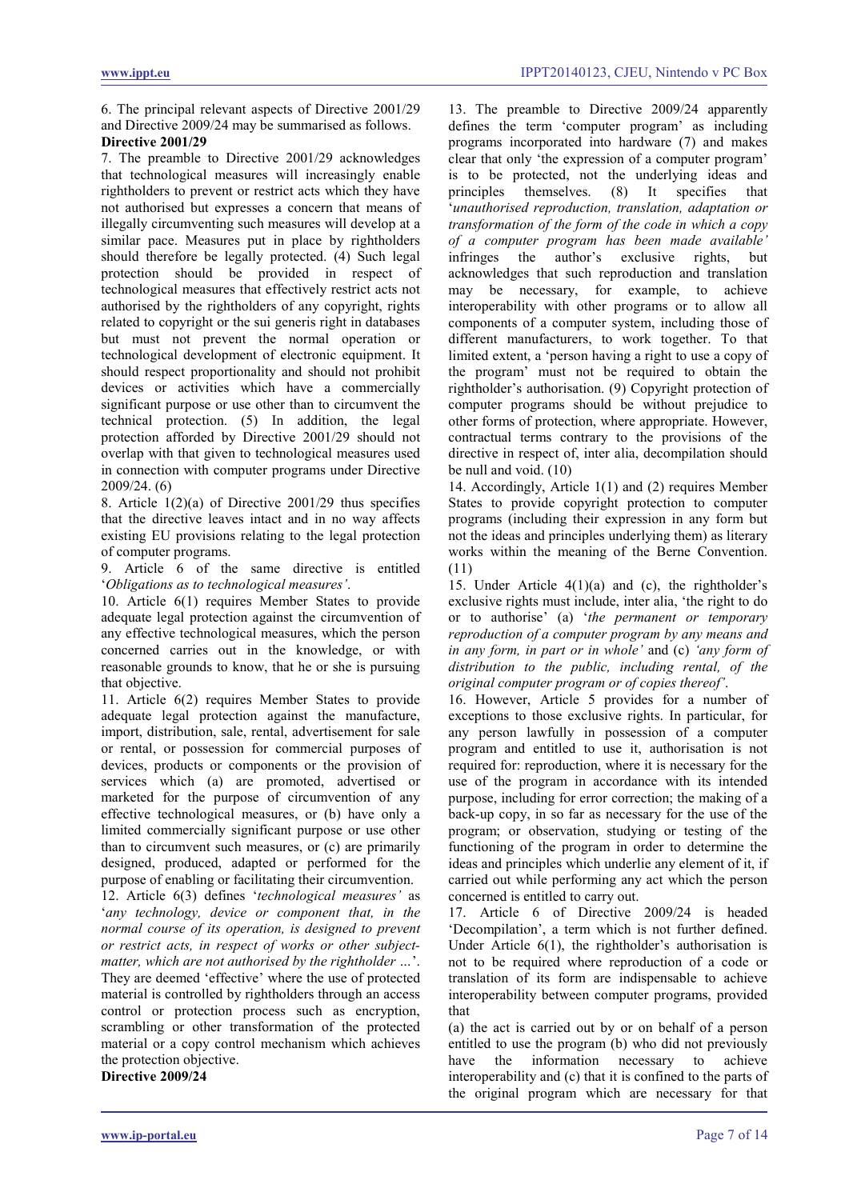6. The principal relevant aspects of Directive 2001/29 and Directive 2009/24 may be summarised as follows.

**Directive 2001/29**

7. The preamble to Directive 2001/29 acknowledges that technological measures will increasingly enable rightholders to prevent or restrict acts which they have not authorised but expresses a concern that means of illegally circumventing such measures will develop at a similar pace. Measures put in place by rightholders should therefore be legally protected. (4) Such legal protection should be provided in respect of technological measures that effectively restrict acts not authorised by the rightholders of any copyright, rights related to copyright or the sui generis right in databases but must not prevent the normal operation or technological development of electronic equipment. It should respect proportionality and should not prohibit devices or activities which have a commercially significant purpose or use other than to circumvent the technical protection. (5) In addition, the legal protection afforded by Directive 2001/29 should not overlap with that given to technological measures used in connection with computer programs under Directive 2009/24. (6)

8. Article 1(2)(a) of Directive 2001/29 thus specifies that the directive leaves intact and in no way affects existing EU provisions relating to the legal protection of computer programs.

9. Article 6 of the same directive is entitled '*Obligations as to technological measures'*.

10. Article 6(1) requires Member States to provide adequate legal protection against the circumvention of any effective technological measures, which the person concerned carries out in the knowledge, or with reasonable grounds to know, that he or she is pursuing that objective.

11. Article 6(2) requires Member States to provide adequate legal protection against the manufacture, import, distribution, sale, rental, advertisement for sale or rental, or possession for commercial purposes of devices, products or components or the provision of services which (a) are promoted, advertised or marketed for the purpose of circumvention of any effective technological measures, or (b) have only a limited commercially significant purpose or use other than to circumvent such measures, or (c) are primarily designed, produced, adapted or performed for the purpose of enabling or facilitating their circumvention.

12. Article 6(3) defines '*technological measures'* as '*any technology, device or component that, in the normal course of its operation, is designed to prevent or restrict acts, in respect of works or other subject-matter, which are not authorised by the rightholder ...*'. They are deemed 'effective' where the use of protected material is controlled by rightholders through an access control or protection process such as encryption, scrambling or other transformation of the protected material or a copy control mechanism which achieves the protection objective.

**Directive 2009/24**

13. The preamble to Directive 2009/24 apparently defines the term 'computer program' as including programs incorporated into hardware (7) and makes clear that only 'the expression of a computer program' is to be protected, not the underlying ideas and principles themselves. (8) It specifies that '*unauthorised reproduction, translation, adaptation or transformation of the form of the code in which a copy of a computer program has been made available'* infringes the author's exclusive rights, but acknowledges that such reproduction and translation may be necessary, for example, to achieve interoperability with other programs or to allow all components of a computer system, including those of different manufacturers, to work together. To that limited extent, a 'person having a right to use a copy of the program' must not be required to obtain the rightholder's authorisation. (9) Copyright protection of computer programs should be without prejudice to other forms of protection, where appropriate. However, contractual terms contrary to the provisions of the directive in respect of, inter alia, decompilation should be null and void. (10)

14. Accordingly, Article 1(1) and (2) requires Member States to provide copyright protection to computer programs (including their expression in any form but not the ideas and principles underlying them) as literary works within the meaning of the Berne Convention. (11)

15. Under Article 4(1)(a) and (c), the rightholder's exclusive rights must include, inter alia, 'the right to do or to authorise' (a) '*the permanent or temporary reproduction of a computer program by any means and in any form, in part or in whole'* and (c) *'any form of distribution to the public, including rental, of the original computer program or of copies thereof'*.

16. However, Article 5 provides for a number of exceptions to those exclusive rights. In particular, for any person lawfully in possession of a computer program and entitled to use it, authorisation is not required for: reproduction, where it is necessary for the use of the program in accordance with its intended purpose, including for error correction; the making of a back-up copy, in so far as necessary for the use of the program; or observation, studying or testing of the functioning of the program in order to determine the ideas and principles which underlie any element of it, if carried out while performing any act which the person concerned is entitled to carry out.

17. Article 6 of Directive 2009/24 is headed 'Decompilation', a term which is not further defined. Under Article 6(1), the rightholder's authorisation is not to be required where reproduction of a code or translation of its form are indispensable to achieve interoperability between computer programs, provided that

(a) the act is carried out by or on behalf of a person entitled to use the program (b) who did not previously have the information necessary to achieve interoperability and (c) that it is confined to the parts of the original program which are necessary for that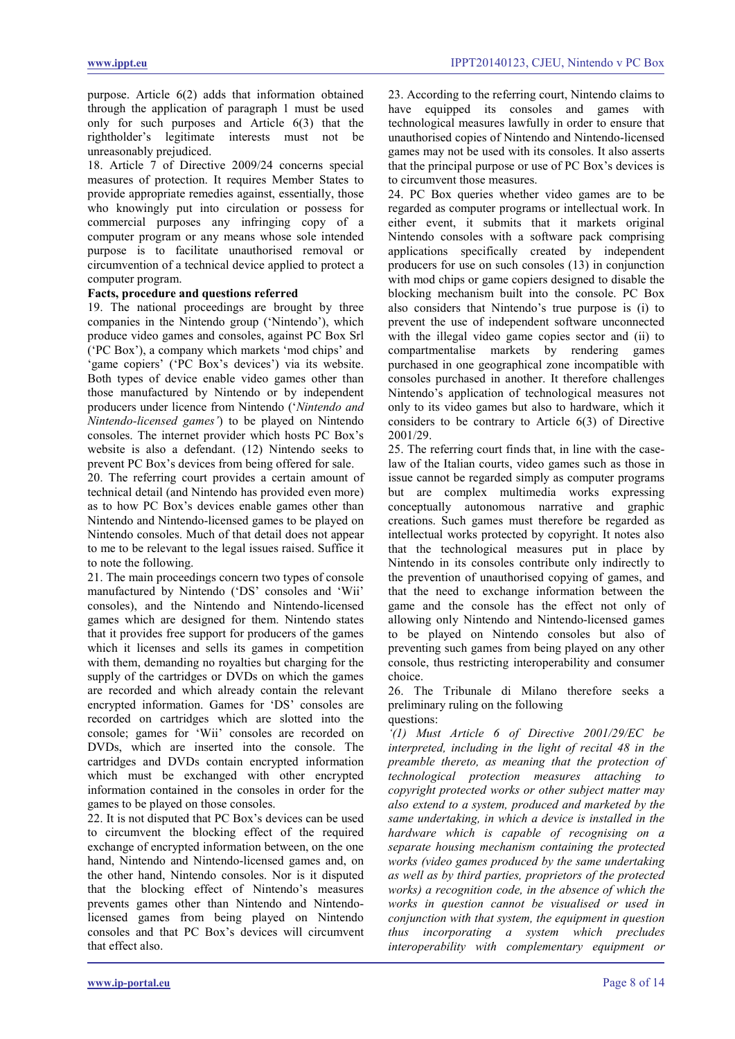purpose. Article 6(2) adds that information obtained through the application of paragraph 1 must be used only for such purposes and Article 6(3) that the rightholder's legitimate interests must not be unreasonably prejudiced.

18. Article 7 of Directive 2009/24 concerns special measures of protection. It requires Member States to provide appropriate remedies against, essentially, those who knowingly put into circulation or possess for commercial purposes any infringing copy of a computer program or any means whose sole intended purpose is to facilitate unauthorised removal or circumvention of a technical device applied to protect a computer program.

**Facts, procedure and questions referred**

19. The national proceedings are brought by three companies in the Nintendo group ('Nintendo'), which produce video games and consoles, against PC Box Srl ('PC Box'), a company which markets 'mod chips' and 'game copiers' ('PC Box's devices') via its website. Both types of device enable video games other than those manufactured by Nintendo or by independent producers under licence from Nintendo ('*Nintendo and Nintendo-licensed games'*) to be played on Nintendo consoles. The internet provider which hosts PC Box's website is also a defendant. (12) Nintendo seeks to prevent PC Box's devices from being offered for sale.

20. The referring court provides a certain amount of technical detail (and Nintendo has provided even more) as to how PC Box's devices enable games other than Nintendo and Nintendo-licensed games to be played on Nintendo consoles. Much of that detail does not appear to me to be relevant to the legal issues raised. Suffice it to note the following.

21. The main proceedings concern two types of console manufactured by Nintendo ('DS' consoles and 'Wii' consoles), and the Nintendo and Nintendo-licensed games which are designed for them. Nintendo states that it provides free support for producers of the games which it licenses and sells its games in competition with them, demanding no royalties but charging for the supply of the cartridges or DVDs on which the games are recorded and which already contain the relevant encrypted information. Games for 'DS' consoles are recorded on cartridges which are slotted into the console; games for 'Wii' consoles are recorded on DVDs, which are inserted into the console. The cartridges and DVDs contain encrypted information which must be exchanged with other encrypted information contained in the consoles in order for the games to be played on those consoles.

22. It is not disputed that PC Box's devices can be used to circumvent the blocking effect of the required exchange of encrypted information between, on the one hand, Nintendo and Nintendo-licensed games and, on the other hand, Nintendo consoles. Nor is it disputed that the blocking effect of Nintendo's measures prevents games other than Nintendo and Nintendo-licensed games from being played on Nintendo consoles and that PC Box's devices will circumvent that effect also.

23. According to the referring court, Nintendo claims to have equipped its consoles and games with technological measures lawfully in order to ensure that unauthorised copies of Nintendo and Nintendo-licensed games may not be used with its consoles. It also asserts that the principal purpose or use of PC Box's devices is to circumvent those measures.

24. PC Box queries whether video games are to be regarded as computer programs or intellectual work. In either event, it submits that it markets original Nintendo consoles with a software pack comprising applications specifically created by independent producers for use on such consoles (13) in conjunction with mod chips or game copiers designed to disable the blocking mechanism built into the console. PC Box also considers that Nintendo's true purpose is (i) to prevent the use of independent software unconnected with the illegal video game copies sector and (ii) to compartmentalise markets by rendering games purchased in one geographical zone incompatible with consoles purchased in another. It therefore challenges Nintendo's application of technological measures not only to its video games but also to hardware, which it considers to be contrary to Article 6(3) of Directive 2001/29.

25. The referring court finds that, in line with the case-law of the Italian courts, video games such as those in issue cannot be regarded simply as computer programs but are complex multimedia works expressing conceptually autonomous narrative and graphic creations. Such games must therefore be regarded as intellectual works protected by copyright. It notes also that the technological measures put in place by Nintendo in its consoles contribute only indirectly to the prevention of unauthorised copying of games, and that the need to exchange information between the game and the console has the effect not only of allowing only Nintendo and Nintendo-licensed games to be played on Nintendo consoles but also of preventing such games from being played on any other console, thus restricting interoperability and consumer choice.

26. The Tribunale di Milano therefore seeks a preliminary ruling on the following questions:

*'(1) Must Article 6 of Directive 2001/29/EC be interpreted, including in the light of recital 48 in the preamble thereto, as meaning that the protection of technological protection measures attaching to copyright protected works or other subject matter may also extend to a system, produced and marketed by the same undertaking, in which a device is installed in the hardware which is capable of recognising on a separate housing mechanism containing the protected works (video games produced by the same undertaking as well as by third parties, proprietors of the protected works) a recognition code, in the absence of which the works in question cannot be visualised or used in conjunction with that system, the equipment in question thus incorporating a system which precludes interoperability with complementary equipment or*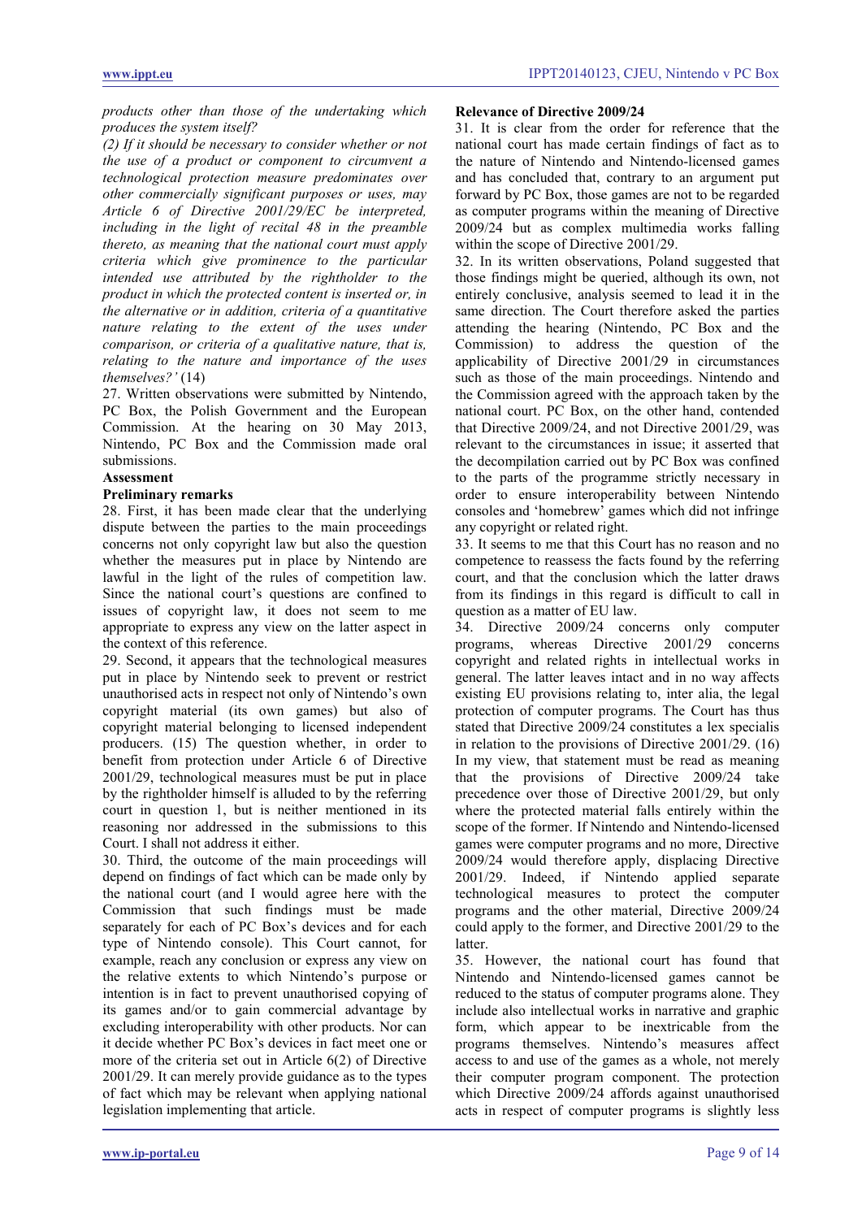*products other than those of the undertaking which produces the system itself?*

*(2) If it should be necessary to consider whether or not the use of a product or component to circumvent a technological protection measure predominates over other commercially significant purposes or uses, may Article 6 of Directive 2001/29/EC be interpreted, including in the light of recital 48 in the preamble thereto, as meaning that the national court must apply criteria which give prominence to the particular intended use attributed by the rightholder to the product in which the protected content is inserted or, in the alternative or in addition, criteria of a quantitative nature relating to the extent of the uses under comparison, or criteria of a qualitative nature, that is, relating to the nature and importance of the uses themselves?'* (14)

27. Written observations were submitted by Nintendo, PC Box, the Polish Government and the European Commission. At the hearing on 30 May 2013, Nintendo, PC Box and the Commission made oral submissions.

**Assessment**

**Preliminary remarks**

28. First, it has been made clear that the underlying dispute between the parties to the main proceedings concerns not only copyright law but also the question whether the measures put in place by Nintendo are lawful in the light of the rules of competition law. Since the national court's questions are confined to issues of copyright law, it does not seem to me appropriate to express any view on the latter aspect in the context of this reference.

29. Second, it appears that the technological measures put in place by Nintendo seek to prevent or restrict unauthorised acts in respect not only of Nintendo's own copyright material (its own games) but also of copyright material belonging to licensed independent producers. (15) The question whether, in order to benefit from protection under Article 6 of Directive 2001/29, technological measures must be put in place by the rightholder himself is alluded to by the referring court in question 1, but is neither mentioned in its reasoning nor addressed in the submissions to this Court. I shall not address it either.

30. Third, the outcome of the main proceedings will depend on findings of fact which can be made only by the national court (and I would agree here with the Commission that such findings must be made separately for each of PC Box's devices and for each type of Nintendo console). This Court cannot, for example, reach any conclusion or express any view on the relative extents to which Nintendo's purpose or intention is in fact to prevent unauthorised copying of its games and/or to gain commercial advantage by excluding interoperability with other products. Nor can it decide whether PC Box's devices in fact meet one or more of the criteria set out in Article 6(2) of Directive 2001/29. It can merely provide guidance as to the types of fact which may be relevant when applying national legislation implementing that article.

**Relevance of Directive 2009/24**

31. It is clear from the order for reference that the national court has made certain findings of fact as to the nature of Nintendo and Nintendo-licensed games and has concluded that, contrary to an argument put forward by PC Box, those games are not to be regarded as computer programs within the meaning of Directive 2009/24 but as complex multimedia works falling within the scope of Directive 2001/29.

32. In its written observations, Poland suggested that those findings might be queried, although its own, not entirely conclusive, analysis seemed to lead it in the same direction. The Court therefore asked the parties attending the hearing (Nintendo, PC Box and the Commission) to address the question of the applicability of Directive 2001/29 in circumstances such as those of the main proceedings. Nintendo and the Commission agreed with the approach taken by the national court. PC Box, on the other hand, contended that Directive 2009/24, and not Directive 2001/29, was relevant to the circumstances in issue; it asserted that the decompilation carried out by PC Box was confined to the parts of the programme strictly necessary in order to ensure interoperability between Nintendo consoles and 'homebrew' games which did not infringe any copyright or related right.

33. It seems to me that this Court has no reason and no competence to reassess the facts found by the referring court, and that the conclusion which the latter draws from its findings in this regard is difficult to call in question as a matter of EU law.

34. Directive 2009/24 concerns only computer programs, whereas Directive 2001/29 concerns copyright and related rights in intellectual works in general. The latter leaves intact and in no way affects existing EU provisions relating to, inter alia, the legal protection of computer programs. The Court has thus stated that Directive 2009/24 constitutes a lex specialis in relation to the provisions of Directive 2001/29. (16) In my view, that statement must be read as meaning that the provisions of Directive 2009/24 take precedence over those of Directive 2001/29, but only where the protected material falls entirely within the scope of the former. If Nintendo and Nintendo-licensed games were computer programs and no more, Directive 2009/24 would therefore apply, displacing Directive 2001/29. Indeed, if Nintendo applied separate technological measures to protect the computer programs and the other material, Directive 2009/24 could apply to the former, and Directive 2001/29 to the latter.

35. However, the national court has found that Nintendo and Nintendo-licensed games cannot be reduced to the status of computer programs alone. They include also intellectual works in narrative and graphic form, which appear to be inextricable from the programs themselves. Nintendo's measures affect access to and use of the games as a whole, not merely their computer program component. The protection which Directive 2009/24 affords against unauthorised acts in respect of computer programs is slightly less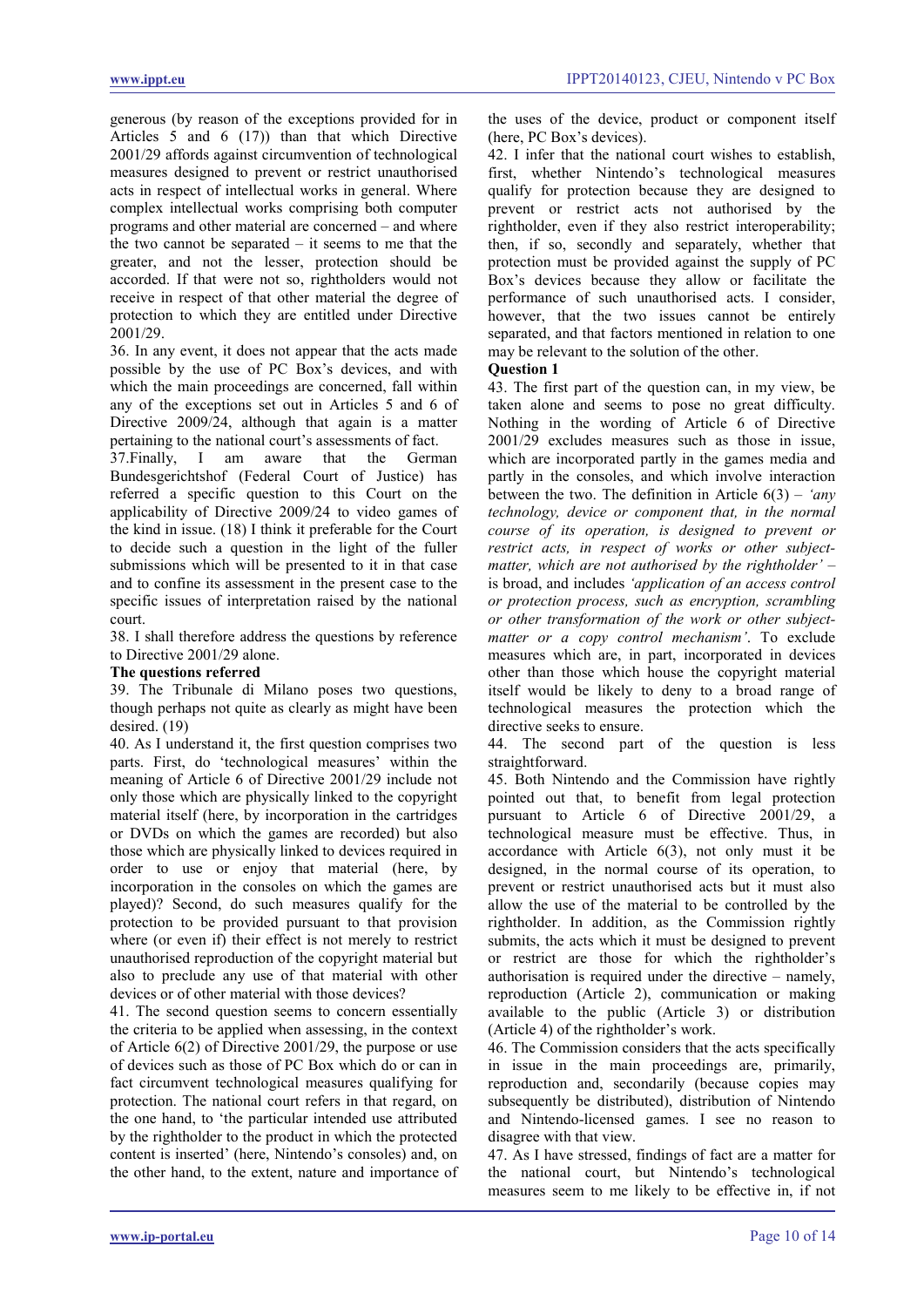generous (by reason of the exceptions provided for in Articles 5 and 6 (17)) than that which Directive 2001/29 affords against circumvention of technological measures designed to prevent or restrict unauthorised acts in respect of intellectual works in general. Where complex intellectual works comprising both computer programs and other material are concerned – and where the two cannot be separated – it seems to me that the greater, and not the lesser, protection should be accorded. If that were not so, rightholders would not receive in respect of that other material the degree of protection to which they are entitled under Directive 2001/29.

36. In any event, it does not appear that the acts made possible by the use of PC Box's devices, and with which the main proceedings are concerned, fall within any of the exceptions set out in Articles 5 and 6 of Directive 2009/24, although that again is a matter pertaining to the national court's assessments of fact.

37. Finally, I am aware that the German Bundesgerichtshof (Federal Court of Justice) has referred a specific question to this Court on the applicability of Directive 2009/24 to video games of the kind in issue. (18) I think it preferable for the Court to decide such a question in the light of the fuller submissions which will be presented to it in that case and to confine its assessment in the present case to the specific issues of interpretation raised by the national court.

38. I shall therefore address the questions by reference to Directive 2001/29 alone.

**The questions referred**

39. The Tribunale di Milano poses two questions, though perhaps not quite as clearly as might have been desired. (19)

40. As I understand it, the first question comprises two parts. First, do 'technological measures' within the meaning of Article 6 of Directive 2001/29 include not only those which are physically linked to the copyright material itself (here, by incorporation in the cartridges or DVDs on which the games are recorded) but also those which are physically linked to devices required in order to use or enjoy that material (here, by incorporation in the consoles on which the games are played)? Second, do such measures qualify for the protection to be provided pursuant to that provision where (or even if) their effect is not merely to restrict unauthorised reproduction of the copyright material but also to preclude any use of that material with other devices or of other material with those devices?

41. The second question seems to concern essentially the criteria to be applied when assessing, in the context of Article 6(2) of Directive 2001/29, the purpose or use of devices such as those of PC Box which do or can in fact circumvent technological measures qualifying for protection. The national court refers in that regard, on the one hand, to 'the particular intended use attributed by the rightholder to the product in which the protected content is inserted' (here, Nintendo's consoles) and, on the other hand, to the extent, nature and importance of the uses of the device, product or component itself (here, PC Box's devices).

42. I infer that the national court wishes to establish, first, whether Nintendo's technological measures qualify for protection because they are designed to prevent or restrict acts not authorised by the rightholder, even if they also restrict interoperability; then, if so, secondly and separately, whether that protection must be provided against the supply of PC Box's devices because they allow or facilitate the performance of such unauthorised acts. I consider, however, that the two issues cannot be entirely separated, and that factors mentioned in relation to one may be relevant to the solution of the other.

**Question 1**

43. The first part of the question can, in my view, be taken alone and seems to pose no great difficulty. Nothing in the wording of Article 6 of Directive 2001/29 excludes measures such as those in issue, which are incorporated partly in the games media and partly in the consoles, and which involve interaction between the two. The definition in Article 6(3) – *'any technology, device or component that, in the normal course of its operation, is designed to prevent or restrict acts, in respect of works or other subject-matter, which are not authorised by the rightholder'* – is broad, and includes *'application of an access control or protection process, such as encryption, scrambling or other transformation of the work or other subject-matter or a copy control mechanism'*. To exclude measures which are, in part, incorporated in devices other than those which house the copyright material itself would be likely to deny to a broad range of technological measures the protection which the directive seeks to ensure.

44. The second part of the question is less straightforward.

45. Both Nintendo and the Commission have rightly pointed out that, to benefit from legal protection pursuant to Article 6 of Directive 2001/29, a technological measure must be effective. Thus, in accordance with Article 6(3), not only must it be designed, in the normal course of its operation, to prevent or restrict unauthorised acts but it must also allow the use of the material to be controlled by the rightholder. In addition, as the Commission rightly submits, the acts which it must be designed to prevent or restrict are those for which the rightholder's authorisation is required under the directive – namely, reproduction (Article 2), communication or making available to the public (Article 3) or distribution (Article 4) of the rightholder's work.

46. The Commission considers that the acts specifically in issue in the main proceedings are, primarily, reproduction and, secondarily (because copies may subsequently be distributed), distribution of Nintendo and Nintendo-licensed games. I see no reason to disagree with that view.

47. As I have stressed, findings of fact are a matter for the national court, but Nintendo's technological measures seem to me likely to be effective in, if not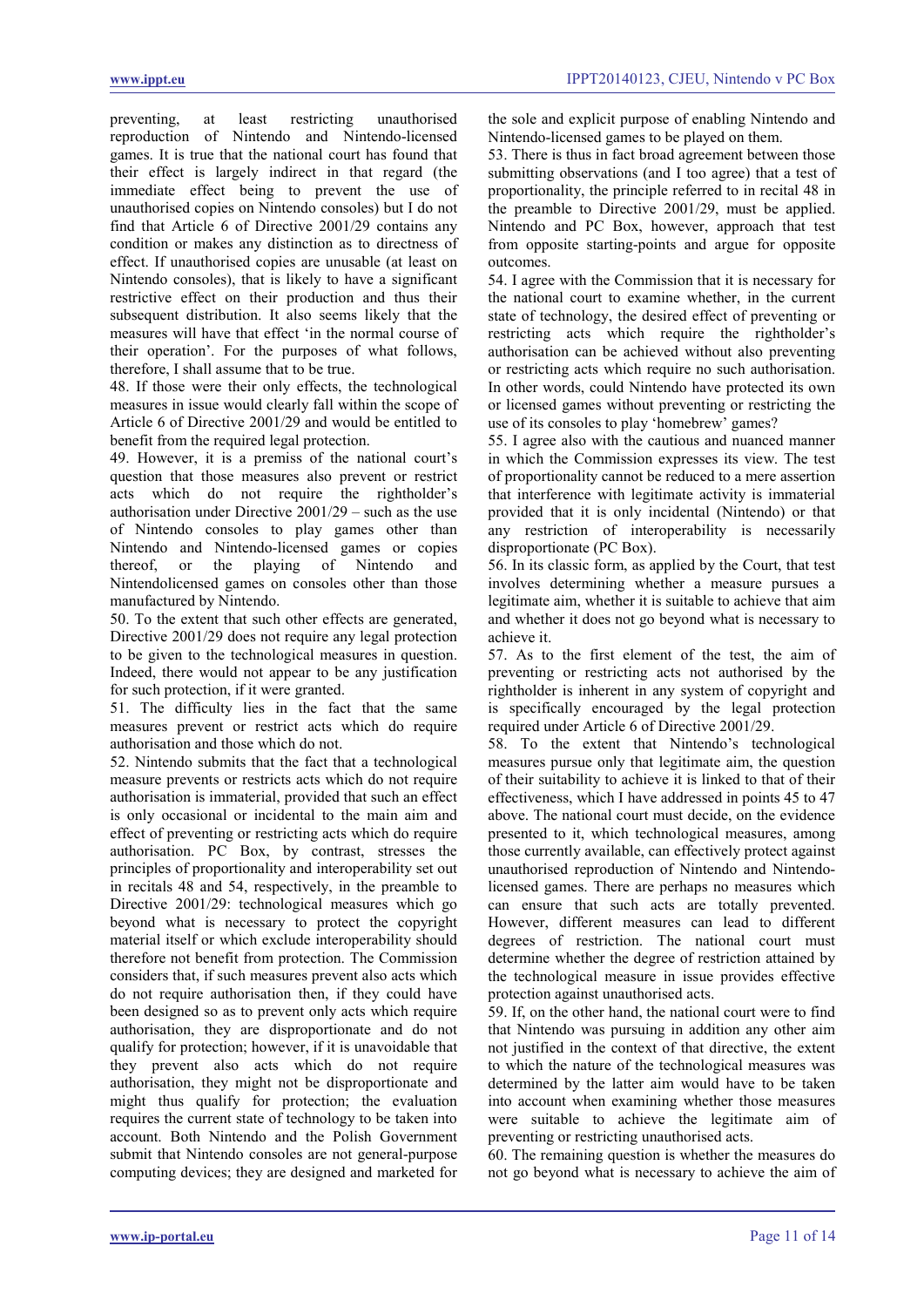preventing, at least restricting unauthorised reproduction of Nintendo and Nintendo-licensed games. It is true that the national court has found that their effect is largely indirect in that regard (the immediate effect being to prevent the use of unauthorised copies on Nintendo consoles) but I do not find that Article 6 of Directive 2001/29 contains any condition or makes any distinction as to directness of effect. If unauthorised copies are unusable (at least on Nintendo consoles), that is likely to have a significant restrictive effect on their production and thus their subsequent distribution. It also seems likely that the measures will have that effect 'in the normal course of their operation'. For the purposes of what follows, therefore, I shall assume that to be true.

48. If those were their only effects, the technological measures in issue would clearly fall within the scope of Article 6 of Directive 2001/29 and would be entitled to benefit from the required legal protection.

49. However, it is a premiss of the national court's question that those measures also prevent or restrict acts which do not require the rightholder's authorisation under Directive 2001/29 – such as the use of Nintendo consoles to play games other than Nintendo and Nintendo-licensed games or copies thereof, or the playing of Nintendo and Nintendolicensed games on consoles other than those manufactured by Nintendo.

50. To the extent that such other effects are generated, Directive 2001/29 does not require any legal protection to be given to the technological measures in question. Indeed, there would not appear to be any justification for such protection, if it were granted.

51. The difficulty lies in the fact that the same measures prevent or restrict acts which do require authorisation and those which do not.

52. Nintendo submits that the fact that a technological measure prevents or restricts acts which do not require authorisation is immaterial, provided that such an effect is only occasional or incidental to the main aim and effect of preventing or restricting acts which do require authorisation. PC Box, by contrast, stresses the principles of proportionality and interoperability set out in recitals 48 and 54, respectively, in the preamble to Directive 2001/29: technological measures which go beyond what is necessary to protect the copyright material itself or which exclude interoperability should therefore not benefit from protection. The Commission considers that, if such measures prevent also acts which do not require authorisation then, if they could have been designed so as to prevent only acts which require authorisation, they are disproportionate and do not qualify for protection; however, if it is unavoidable that they prevent also acts which do not require authorisation, they might not be disproportionate and might thus qualify for protection; the evaluation requires the current state of technology to be taken into account. Both Nintendo and the Polish Government submit that Nintendo consoles are not general-purpose computing devices; they are designed and marketed for the sole and explicit purpose of enabling Nintendo and Nintendo-licensed games to be played on them.

53. There is thus in fact broad agreement between those submitting observations (and I too agree) that a test of proportionality, the principle referred to in recital 48 in the preamble to Directive 2001/29, must be applied. Nintendo and PC Box, however, approach that test from opposite starting-points and argue for opposite outcomes.

54. I agree with the Commission that it is necessary for the national court to examine whether, in the current state of technology, the desired effect of preventing or restricting acts which require the rightholder's authorisation can be achieved without also preventing or restricting acts which require no such authorisation. In other words, could Nintendo have protected its own or licensed games without preventing or restricting the use of its consoles to play 'homebrew' games?

55. I agree also with the cautious and nuanced manner in which the Commission expresses its view. The test of proportionality cannot be reduced to a mere assertion that interference with legitimate activity is immaterial provided that it is only incidental (Nintendo) or that any restriction of interoperability is necessarily disproportionate (PC Box).

56. In its classic form, as applied by the Court, that test involves determining whether a measure pursues a legitimate aim, whether it is suitable to achieve that aim and whether it does not go beyond what is necessary to achieve it.

57. As to the first element of the test, the aim of preventing or restricting acts not authorised by the rightholder is inherent in any system of copyright and is specifically encouraged by the legal protection required under Article 6 of Directive 2001/29.

58. To the extent that Nintendo's technological measures pursue only that legitimate aim, the question of their suitability to achieve it is linked to that of their effectiveness, which I have addressed in points 45 to 47 above. The national court must decide, on the evidence presented to it, which technological measures, among those currently available, can effectively protect against unauthorised reproduction of Nintendo and Nintendo-licensed games. There are perhaps no measures which can ensure that such acts are totally prevented. However, different measures can lead to different degrees of restriction. The national court must determine whether the degree of restriction attained by the technological measure in issue provides effective protection against unauthorised acts.

59. If, on the other hand, the national court were to find that Nintendo was pursuing in addition any other aim not justified in the context of that directive, the extent to which the nature of the technological measures was determined by the latter aim would have to be taken into account when examining whether those measures were suitable to achieve the legitimate aim of preventing or restricting unauthorised acts.

60. The remaining question is whether the measures do not go beyond what is necessary to achieve the aim of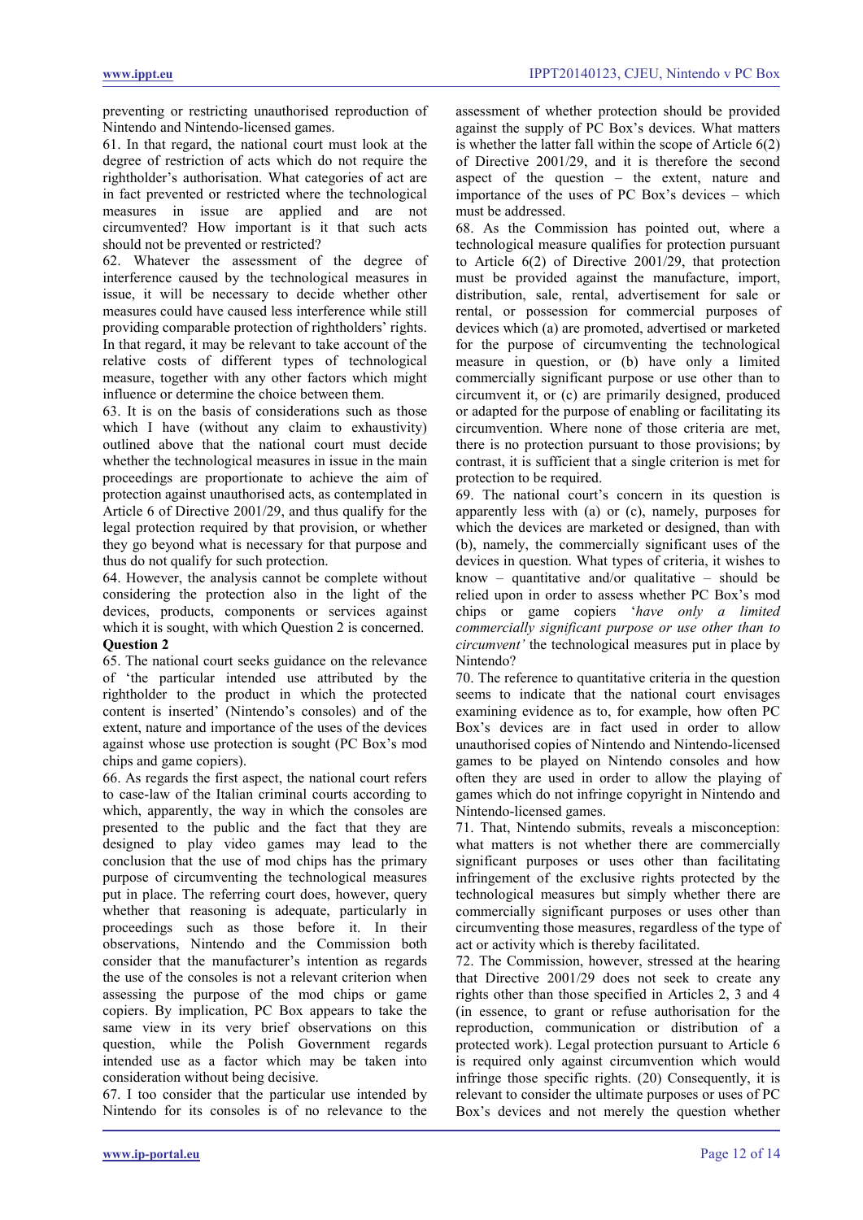preventing or restricting unauthorised reproduction of Nintendo and Nintendo-licensed games.

61. In that regard, the national court must look at the degree of restriction of acts which do not require the rightholder's authorisation. What categories of act are in fact prevented or restricted where the technological measures in issue are applied and are not circumvented? How important is it that such acts should not be prevented or restricted?

62. Whatever the assessment of the degree of interference caused by the technological measures in issue, it will be necessary to decide whether other measures could have caused less interference while still providing comparable protection of rightholders' rights. In that regard, it may be relevant to take account of the relative costs of different types of technological measure, together with any other factors which might influence or determine the choice between them.

63. It is on the basis of considerations such as those which I have (without any claim to exhaustivity) outlined above that the national court must decide whether the technological measures in issue in the main proceedings are proportionate to achieve the aim of protection against unauthorised acts, as contemplated in Article 6 of Directive 2001/29, and thus qualify for the legal protection required by that provision, or whether they go beyond what is necessary for that purpose and thus do not qualify for such protection.

64. However, the analysis cannot be complete without considering the protection also in the light of the devices, products, components or services against which it is sought, with which Question 2 is concerned.

**Question 2**

65. The national court seeks guidance on the relevance of 'the particular intended use attributed by the rightholder to the product in which the protected content is inserted' (Nintendo's consoles) and of the extent, nature and importance of the uses of the devices against whose use protection is sought (PC Box's mod chips and game copiers).

66. As regards the first aspect, the national court refers to case-law of the Italian criminal courts according to which, apparently, the way in which the consoles are presented to the public and the fact that they are designed to play video games may lead to the conclusion that the use of mod chips has the primary purpose of circumventing the technological measures put in place. The referring court does, however, query whether that reasoning is adequate, particularly in proceedings such as those before it. In their observations, Nintendo and the Commission both consider that the manufacturer's intention as regards the use of the consoles is not a relevant criterion when assessing the purpose of the mod chips or game copiers. By implication, PC Box appears to take the same view in its very brief observations on this question, while the Polish Government regards intended use as a factor which may be taken into consideration without being decisive.

67. I too consider that the particular use intended by Nintendo for its consoles is of no relevance to the assessment of whether protection should be provided against the supply of PC Box's devices. What matters is whether the latter fall within the scope of Article 6(2) of Directive 2001/29, and it is therefore the second aspect of the question – the extent, nature and importance of the uses of PC Box's devices – which must be addressed.

68. As the Commission has pointed out, where a technological measure qualifies for protection pursuant to Article 6(2) of Directive 2001/29, that protection must be provided against the manufacture, import, distribution, sale, rental, advertisement for sale or rental, or possession for commercial purposes of devices which (a) are promoted, advertised or marketed for the purpose of circumventing the technological measure in question, or (b) have only a limited commercially significant purpose or use other than to circumvent it, or (c) are primarily designed, produced or adapted for the purpose of enabling or facilitating its circumvention. Where none of those criteria are met, there is no protection pursuant to those provisions; by contrast, it is sufficient that a single criterion is met for protection to be required.

69. The national court's concern in its question is apparently less with (a) or (c), namely, purposes for which the devices are marketed or designed, than with (b), namely, the commercially significant uses of the devices in question. What types of criteria, it wishes to know – quantitative and/or qualitative – should be relied upon in order to assess whether PC Box's mod chips or game copiers '*have only a limited commercially significant purpose or use other than to circumvent*' the technological measures put in place by Nintendo?

70. The reference to quantitative criteria in the question seems to indicate that the national court envisages examining evidence as to, for example, how often PC Box's devices are in fact used in order to allow unauthorised copies of Nintendo and Nintendo-licensed games to be played on Nintendo consoles and how often they are used in order to allow the playing of games which do not infringe copyright in Nintendo and Nintendo-licensed games.

71. That, Nintendo submits, reveals a misconception: what matters is not whether there are commercially significant purposes or uses other than facilitating infringement of the exclusive rights protected by the technological measures but simply whether there are commercially significant purposes or uses other than circumventing those measures, regardless of the type of act or activity which is thereby facilitated.

72. The Commission, however, stressed at the hearing that Directive 2001/29 does not seek to create any rights other than those specified in Articles 2, 3 and 4 (in essence, to grant or refuse authorisation for the reproduction, communication or distribution of a protected work). Legal protection pursuant to Article 6 is required only against circumvention which would infringe those specific rights. (20) Consequently, it is relevant to consider the ultimate purposes or uses of PC Box's devices and not merely the question whether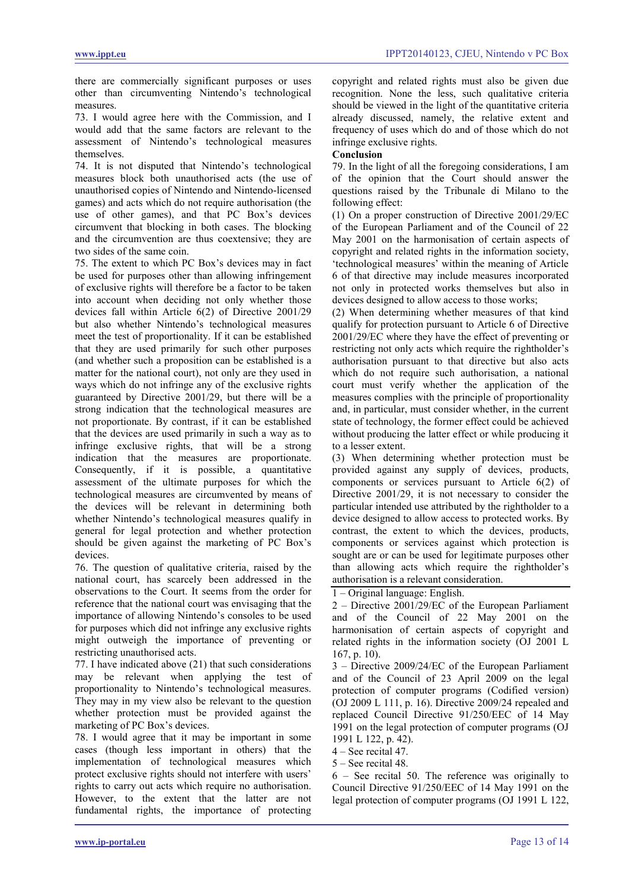there are commercially significant purposes or uses other than circumventing Nintendo's technological measures.

73. I would agree here with the Commission, and I would add that the same factors are relevant to the assessment of Nintendo's technological measures themselves.

74. It is not disputed that Nintendo's technological measures block both unauthorised acts (the use of unauthorised copies of Nintendo and Nintendo-licensed games) and acts which do not require authorisation (the use of other games), and that PC Box's devices circumvent that blocking in both cases. The blocking and the circumvention are thus coextensive; they are two sides of the same coin.

75. The extent to which PC Box's devices may in fact be used for purposes other than allowing infringement of exclusive rights will therefore be a factor to be taken into account when deciding not only whether those devices fall within Article 6(2) of Directive 2001/29 but also whether Nintendo's technological measures meet the test of proportionality. If it can be established that they are used primarily for such other purposes (and whether such a proposition can be established is a matter for the national court), not only are they used in ways which do not infringe any of the exclusive rights guaranteed by Directive 2001/29, but there will be a strong indication that the technological measures are not proportionate. By contrast, if it can be established that the devices are used primarily in such a way as to infringe exclusive rights, that will be a strong indication that the measures are proportionate. Consequently, if it is possible, a quantitative assessment of the ultimate purposes for which the technological measures are circumvented by means of the devices will be relevant in determining both whether Nintendo's technological measures qualify in general for legal protection and whether protection should be given against the marketing of PC Box's devices.

76. The question of qualitative criteria, raised by the national court, has scarcely been addressed in the observations to the Court. It seems from the order for reference that the national court was envisaging that the importance of allowing Nintendo's consoles to be used for purposes which did not infringe any exclusive rights might outweigh the importance of preventing or restricting unauthorised acts.

77. I have indicated above (21) that such considerations may be relevant when applying the test of proportionality to Nintendo's technological measures. They may in my view also be relevant to the question whether protection must be provided against the marketing of PC Box's devices.

78. I would agree that it may be important in some cases (though less important in others) that the implementation of technological measures which protect exclusive rights should not interfere with users' rights to carry out acts which require no authorisation. However, to the extent that the latter are not fundamental rights, the importance of protecting copyright and related rights must also be given due recognition. None the less, such qualitative criteria should be viewed in the light of the quantitative criteria already discussed, namely, the relative extent and frequency of uses which do and of those which do not infringe exclusive rights.

**Conclusion**

79. In the light of all the foregoing considerations, I am of the opinion that the Court should answer the questions raised by the Tribunale di Milano to the following effect:

(1) On a proper construction of Directive 2001/29/EC of the European Parliament and of the Council of 22 May 2001 on the harmonisation of certain aspects of copyright and related rights in the information society, 'technological measures' within the meaning of Article 6 of that directive may include measures incorporated not only in protected works but also in devices designed to allow access to those works;

(2) When determining whether measures of that kind qualify for protection pursuant to Article 6 of Directive 2001/29/EC where they have the effect of preventing or restricting not only acts which require the rightholder's authorisation pursuant to that directive but also acts which do not require such authorisation, a national court must verify whether the application of the measures complies with the principle of proportionality and, in particular, must consider whether, in the current state of technology, the former effect could be achieved without producing the latter effect or while producing it to a lesser extent.

(3) When determining whether protection must be provided against any supply of devices, products, components or services pursuant to Article 6(2) of Directive 2001/29, it is not necessary to consider the particular intended use attributed by the rightholder to a device designed to allow access to protected works. By contrast, the extent to which the devices, products, components or services against which protection is sought are or can be used for legitimate purposes other than allowing acts which require the rightholder's authorisation is a relevant consideration.

---

1 – Original language: English.

2 – Directive 2001/29/EC of the European Parliament and of the Council of 22 May 2001 on the harmonisation of certain aspects of copyright and related rights in the information society (OJ 2001 L 167, p. 10).

3 – Directive 2009/24/EC of the European Parliament and of the Council of 23 April 2009 on the legal protection of computer programs (Codified version) (OJ 2009 L 111, p. 16). Directive 2009/24 repealed and replaced Council Directive 91/250/EEC of 14 May 1991 on the legal protection of computer programs (OJ 1991 L 122, p. 42).

4 – See recital 47.

5 – See recital 48.

6 – See recital 50. The reference was originally to Council Directive 91/250/EEC of 14 May 1991 on the legal protection of computer programs (OJ 1991 L 122,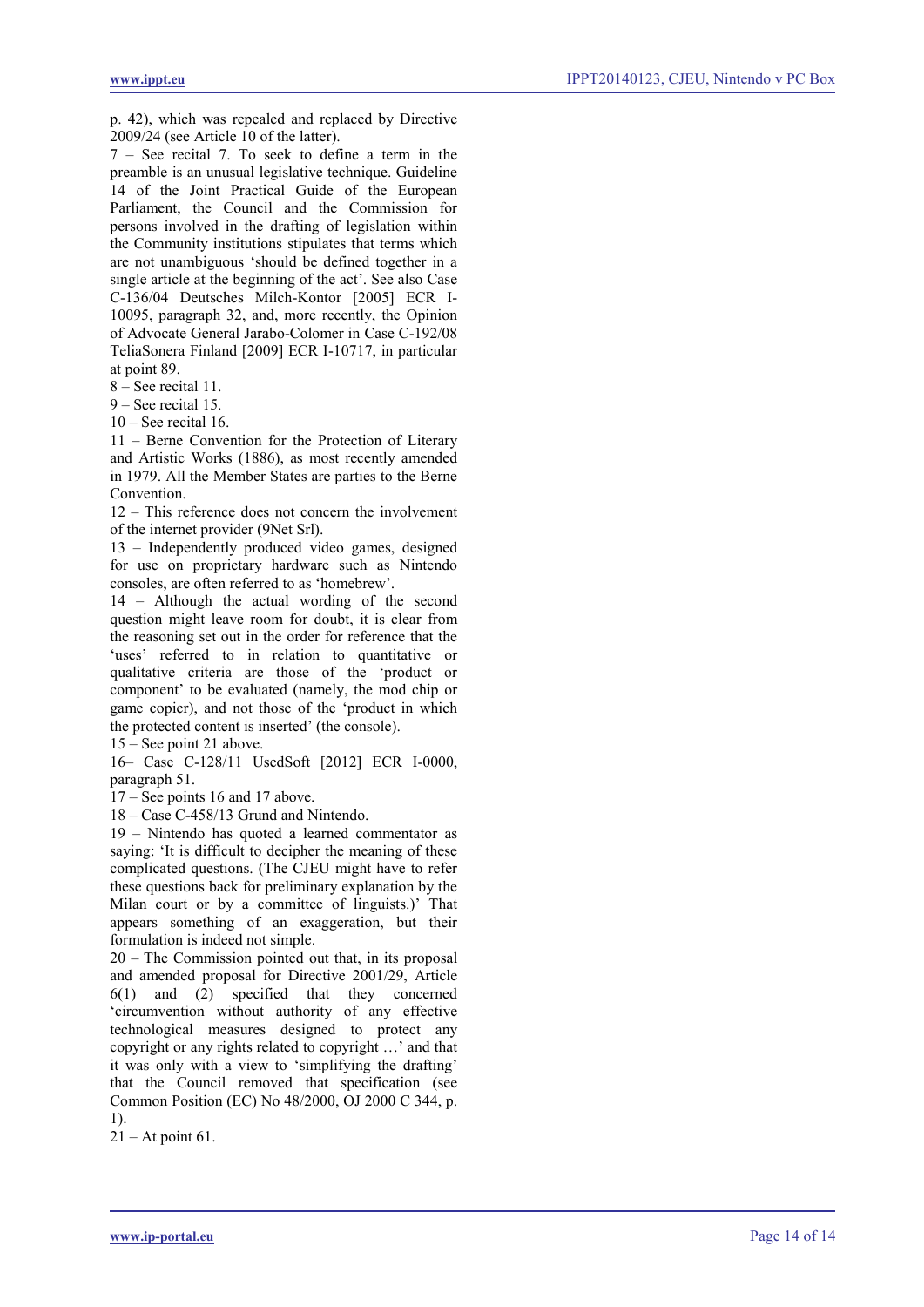p. 42), which was repealed and replaced by Directive 2009/24 (see Article 10 of the latter).

7 – See recital 7. To seek to define a term in the preamble is an unusual legislative technique. Guideline 14 of the Joint Practical Guide of the European Parliament, the Council and the Commission for persons involved in the drafting of legislation within the Community institutions stipulates that terms which are not unambiguous 'should be defined together in a single article at the beginning of the act'. See also Case C-136/04 Deutsches Milch-Kontor [2005] ECR I-10095, paragraph 32, and, more recently, the Opinion of Advocate General Jarabo-Colomer in Case C-192/08 TeliaSonera Finland [2009] ECR I-10717, in particular at point 89.

8 – See recital 11.

9 – See recital 15.

10 – See recital 16.

11 – Berne Convention for the Protection of Literary and Artistic Works (1886), as most recently amended in 1979. All the Member States are parties to the Berne Convention.

12 – This reference does not concern the involvement of the internet provider (9Net Srl).

13 – Independently produced video games, designed for use on proprietary hardware such as Nintendo consoles, are often referred to as 'homebrew'.

14 – Although the actual wording of the second question might leave room for doubt, it is clear from the reasoning set out in the order for reference that the 'uses' referred to in relation to quantitative or qualitative criteria are those of the 'product or component' to be evaluated (namely, the mod chip or game copier), and not those of the 'product in which the protected content is inserted' (the console).

15 – See point 21 above.

16– Case C-128/11 UsedSoft [2012] ECR I-0000, paragraph 51.

17 – See points 16 and 17 above.

18 – Case C-458/13 Grund and Nintendo.

19 – Nintendo has quoted a learned commentator as saying: 'It is difficult to decipher the meaning of these complicated questions. (The CJEU might have to refer these questions back for preliminary explanation by the Milan court or by a committee of linguists.)' That appears something of an exaggeration, but their formulation is indeed not simple.

20 – The Commission pointed out that, in its proposal and amended proposal for Directive 2001/29, Article 6(1) and (2) specified that they concerned 'circumvention without authority of any effective technological measures designed to protect any copyright or any rights related to copyright …' and that it was only with a view to 'simplifying the drafting' that the Council removed that specification (see Common Position (EC) No 48/2000, OJ 2000 C 344, p. 1).

21 – At point 61.